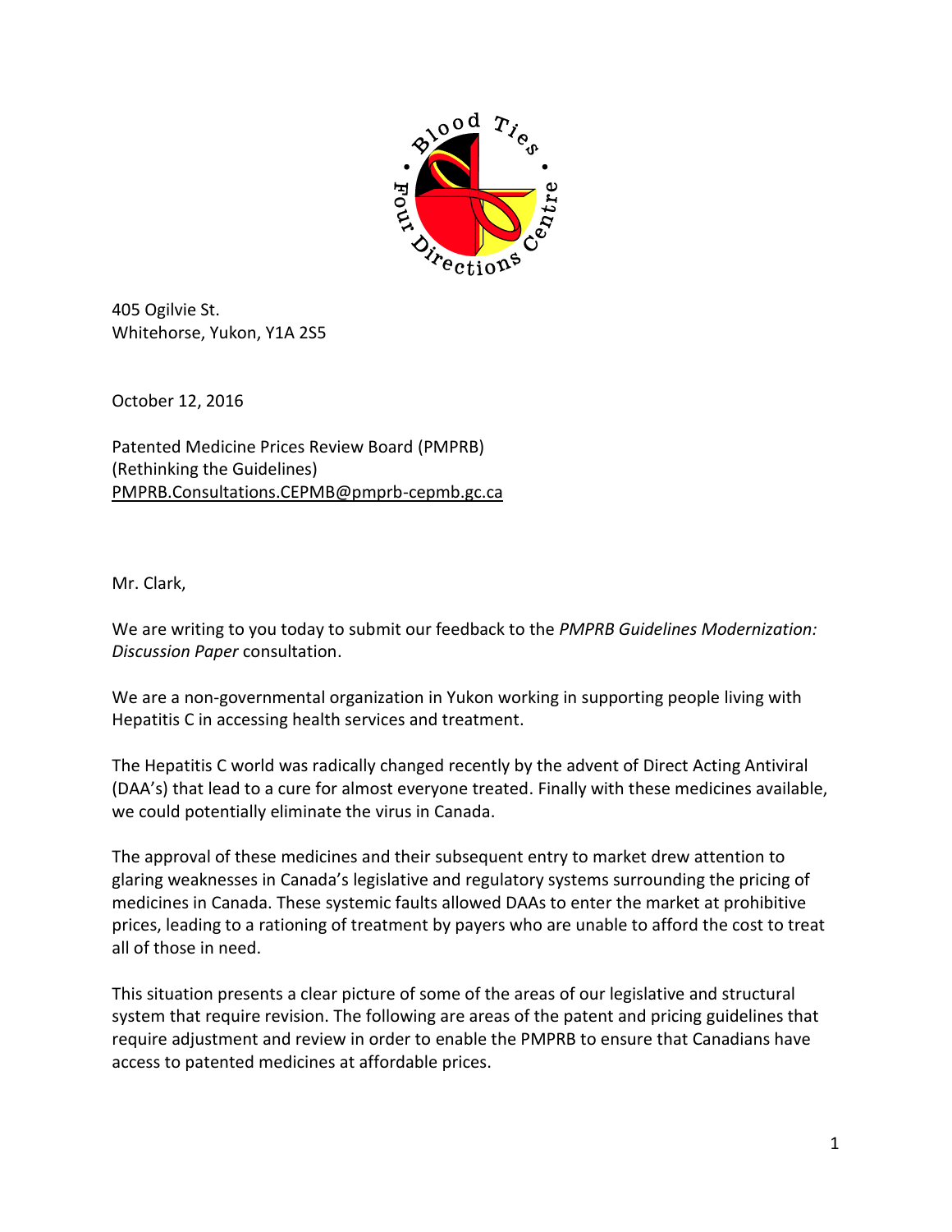405 Ogilvie St.
Whitehorse, Yukon, Y1A 2S5

October 12, 2016

Patented Medicine Prices Review Board (PMPRB)
(Rethinking the Guidelines)
PMPRB.Consultations.CEPMB@pmprb-cepmb.gc.ca

Mr. Clark,

We are writing to you today to submit our feedback to the *PMPRB Guidelines Modernization: Discussion Paper* consultation.

We are a non-governmental organization in Yukon working in supporting people living with Hepatitis C in accessing health services and treatment.

The Hepatitis C world was radically changed recently by the advent of Direct Acting Antiviral (DAA's) that lead to a cure for almost everyone treated. Finally with these medicines available, we could potentially eliminate the virus in Canada.

The approval of these medicines and their subsequent entry to market drew attention to glaring weaknesses in Canada's legislative and regulatory systems surrounding the pricing of medicines in Canada. These systemic faults allowed DAAs to enter the market at prohibitive prices, leading to a rationing of treatment by payers who are unable to afford the cost to treat all of those in need.

This situation presents a clear picture of some of the areas of our legislative and structural system that require revision. The following are areas of the patent and pricing guidelines that require adjustment and review in order to enable the PMPRB to ensure that Canadians have access to patented medicines at affordable prices.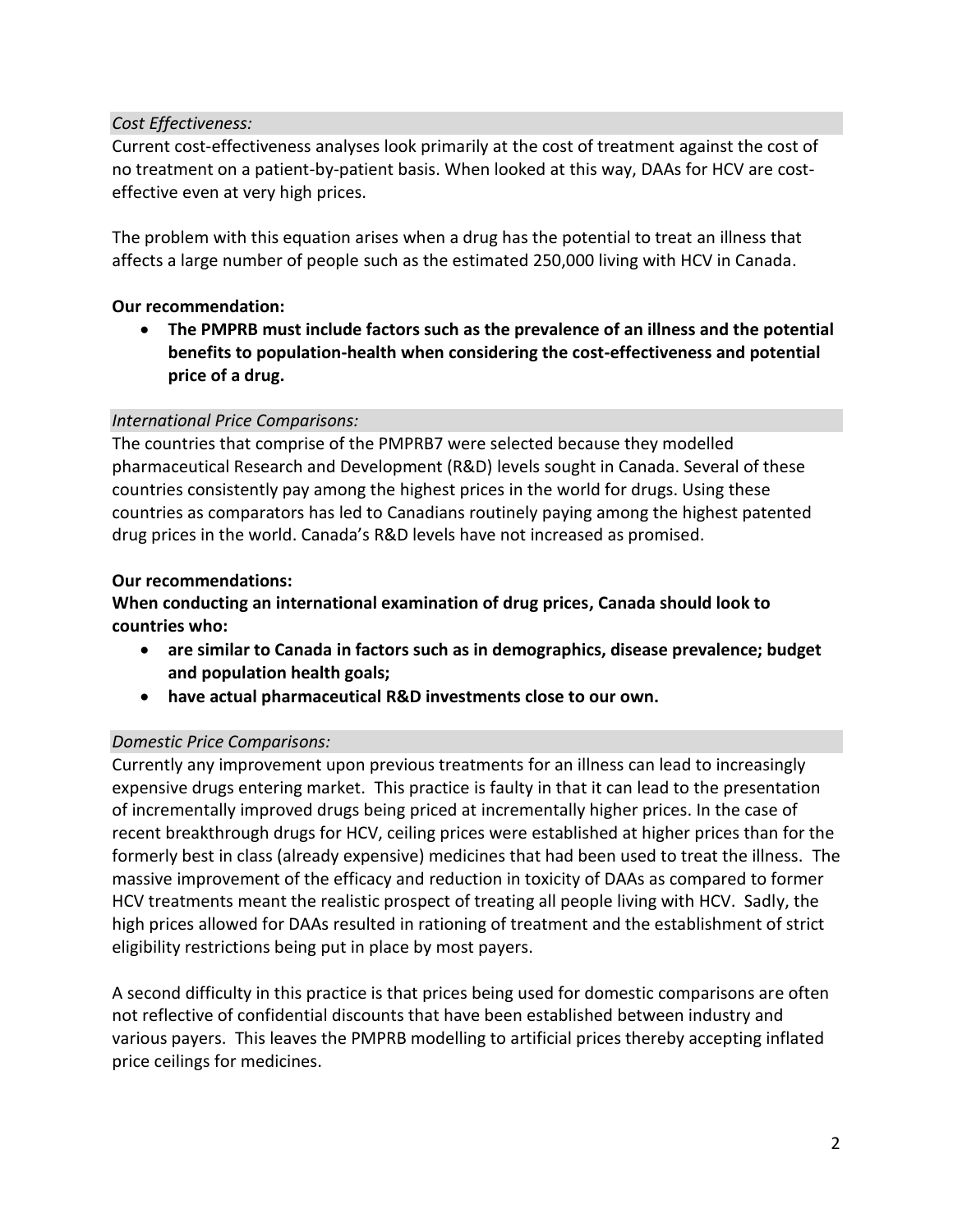*Cost Effectiveness:*

Current cost-effectiveness analyses look primarily at the cost of treatment against the cost of no treatment on a patient-by-patient basis. When looked at this way, DAAs for HCV are cost-effective even at very high prices.

The problem with this equation arises when a drug has the potential to treat an illness that affects a large number of people such as the estimated 250,000 living with HCV in Canada.

**Our recommendation:**

- **The PMPRB must include factors such as the prevalence of an illness and the potential benefits to population-health when considering the cost-effectiveness and potential price of a drug.**

*International Price Comparisons:*

The countries that comprise of the PMPRB7 were selected because they modelled pharmaceutical Research and Development (R&D) levels sought in Canada. Several of these countries consistently pay among the highest prices in the world for drugs. Using these countries as comparators has led to Canadians routinely paying among the highest patented drug prices in the world. Canada's R&D levels have not increased as promised.

**Our recommendations:**

**When conducting an international examination of drug prices, Canada should look to countries who:**

- **are similar to Canada in factors such as in demographics, disease prevalence; budget and population health goals;**
- **have actual pharmaceutical R&D investments close to our own.**

*Domestic Price Comparisons:*

Currently any improvement upon previous treatments for an illness can lead to increasingly expensive drugs entering market. This practice is faulty in that it can lead to the presentation of incrementally improved drugs being priced at incrementally higher prices. In the case of recent breakthrough drugs for HCV, ceiling prices were established at higher prices than for the formerly best in class (already expensive) medicines that had been used to treat the illness. The massive improvement of the efficacy and reduction in toxicity of DAAs as compared to former HCV treatments meant the realistic prospect of treating all people living with HCV. Sadly, the high prices allowed for DAAs resulted in rationing of treatment and the establishment of strict eligibility restrictions being put in place by most payers.

A second difficulty in this practice is that prices being used for domestic comparisons are often not reflective of confidential discounts that have been established between industry and various payers. This leaves the PMPRB modelling to artificial prices thereby accepting inflated price ceilings for medicines.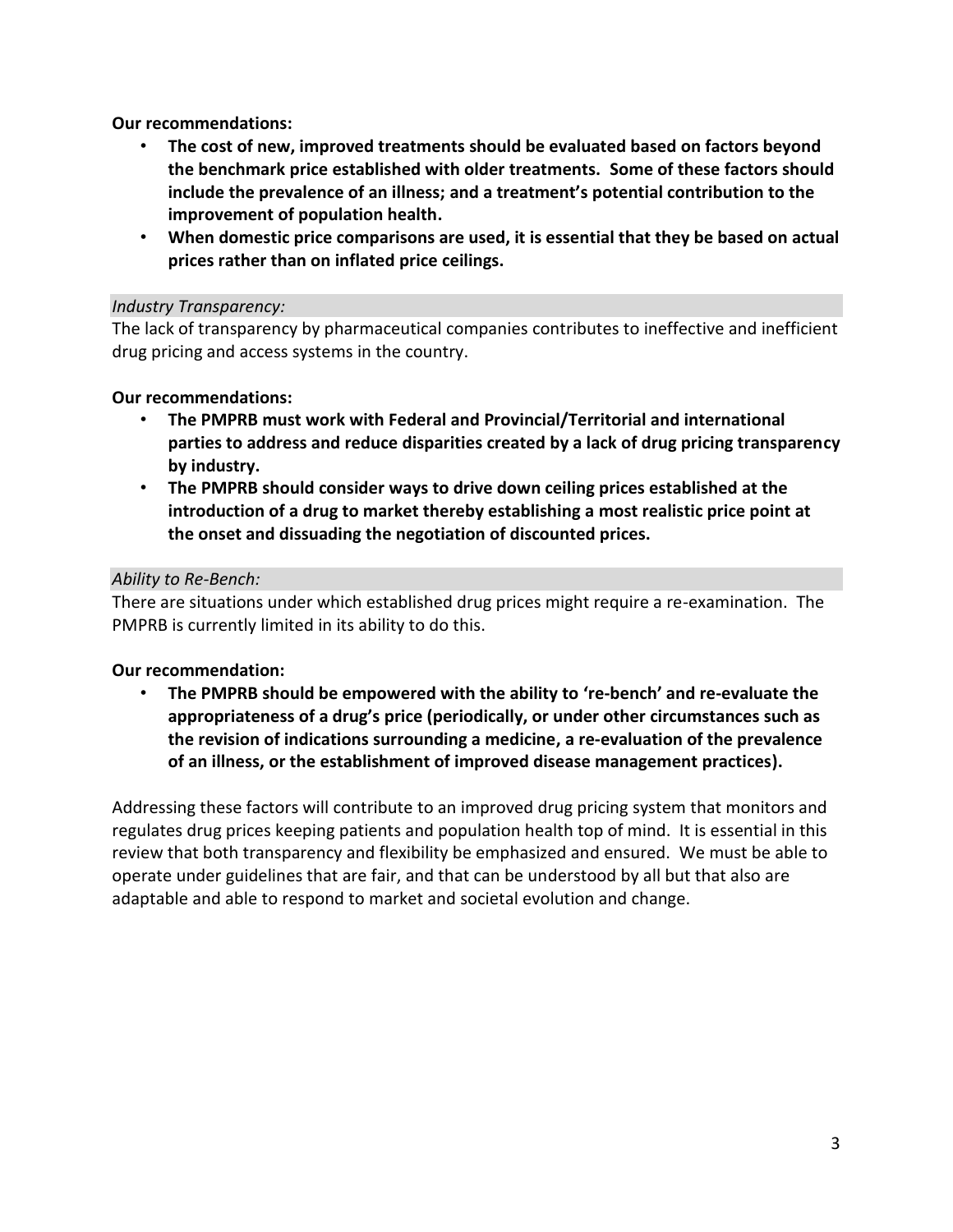**Our recommendations:**

- **The cost of new, improved treatments should be evaluated based on factors beyond the benchmark price established with older treatments. Some of these factors should include the prevalence of an illness; and a treatment's potential contribution to the improvement of population health.**
- **When domestic price comparisons are used, it is essential that they be based on actual prices rather than on inflated price ceilings.**

*Industry Transparency:*

The lack of transparency by pharmaceutical companies contributes to ineffective and inefficient drug pricing and access systems in the country.

**Our recommendations:**

- **The PMPRB must work with Federal and Provincial/Territorial and international parties to address and reduce disparities created by a lack of drug pricing transparency by industry.**
- **The PMPRB should consider ways to drive down ceiling prices established at the introduction of a drug to market thereby establishing a most realistic price point at the onset and dissuading the negotiation of discounted prices.**

*Ability to Re-Bench:*

There are situations under which established drug prices might require a re-examination. The PMPRB is currently limited in its ability to do this.

**Our recommendation:**

- **The PMPRB should be empowered with the ability to 're-bench' and re-evaluate the appropriateness of a drug's price (periodically, or under other circumstances such as the revision of indications surrounding a medicine, a re-evaluation of the prevalence of an illness, or the establishment of improved disease management practices).**

Addressing these factors will contribute to an improved drug pricing system that monitors and regulates drug prices keeping patients and population health top of mind. It is essential in this review that both transparency and flexibility be emphasized and ensured. We must be able to operate under guidelines that are fair, and that can be understood by all but that also are adaptable and able to respond to market and societal evolution and change.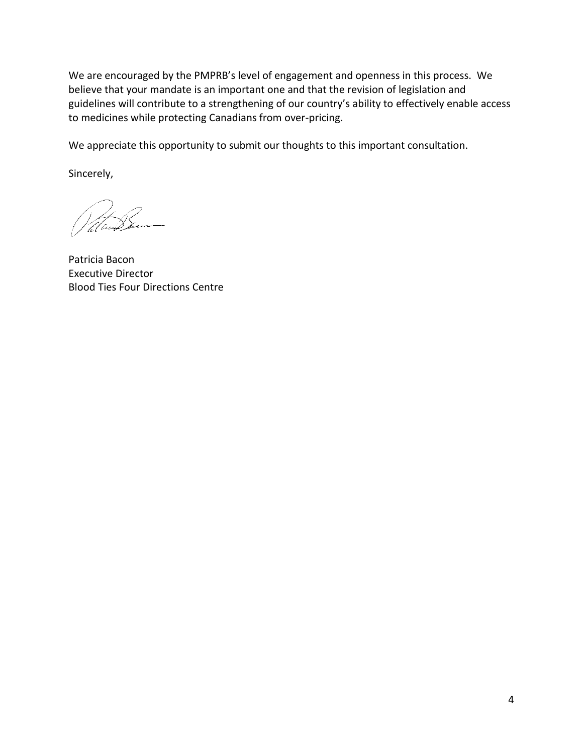We are encouraged by the PMPRB's level of engagement and openness in this process. We believe that your mandate is an important one and that the revision of legislation and guidelines will contribute to a strengthening of our country's ability to effectively enable access to medicines while protecting Canadians from over-pricing.

We appreciate this opportunity to submit our thoughts to this important consultation.

Sincerely,

Patricia Bacon
Executive Director
Blood Ties Four Directions Centre